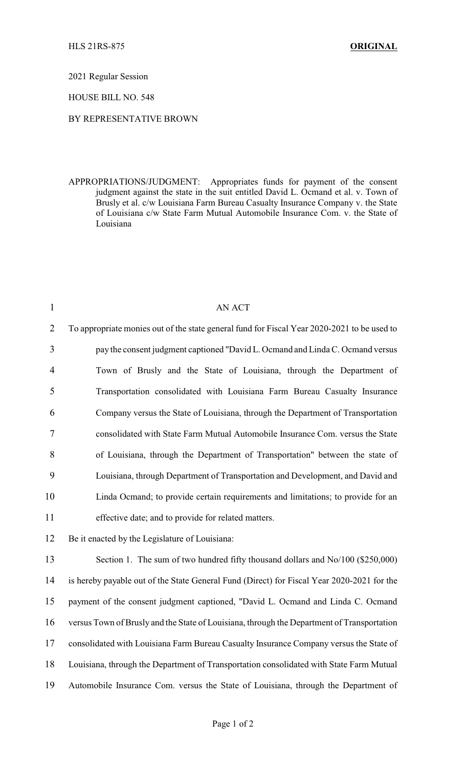HLS 21RS-875 **ORIGINAL**

2021 Regular Session

HOUSE BILL NO. 548

BY REPRESENTATIVE BROWN

APPROPRIATIONS/JUDGMENT: Appropriates funds for payment of the consent judgment against the state in the suit entitled David L. Ocmand et al. v. Town of Brusly et al. c/w Louisiana Farm Bureau Casualty Insurance Company v. the State of Louisiana c/w State Farm Mutual Automobile Insurance Com. v. the State of Louisiana

AN ACT

To appropriate monies out of the state general fund for Fiscal Year 2020-2021 to be used to pay the consent judgment captioned "David L. Ocmand and Linda C. Ocmand versus Town of Brusly and the State of Louisiana, through the Department of Transportation consolidated with Louisiana Farm Bureau Casualty Insurance Company versus the State of Louisiana, through the Department of Transportation consolidated with State Farm Mutual Automobile Insurance Com. versus the State of Louisiana, through the Department of Transportation" between the state of Louisiana, through Department of Transportation and Development, and David and Linda Ocmand; to provide certain requirements and limitations; to provide for an effective date; and to provide for related matters.

Be it enacted by the Legislature of Louisiana:

Section 1. The sum of two hundred fifty thousand dollars and No/100 ($250,000) is hereby payable out of the State General Fund (Direct) for Fiscal Year 2020-2021 for the payment of the consent judgment captioned, "David L. Ocmand and Linda C. Ocmand versus Town of Brusly and the State of Louisiana, through the Department of Transportation consolidated with Louisiana Farm Bureau Casualty Insurance Company versus the State of Louisiana, through the Department of Transportation consolidated with State Farm Mutual Automobile Insurance Com. versus the State of Louisiana, through the Department of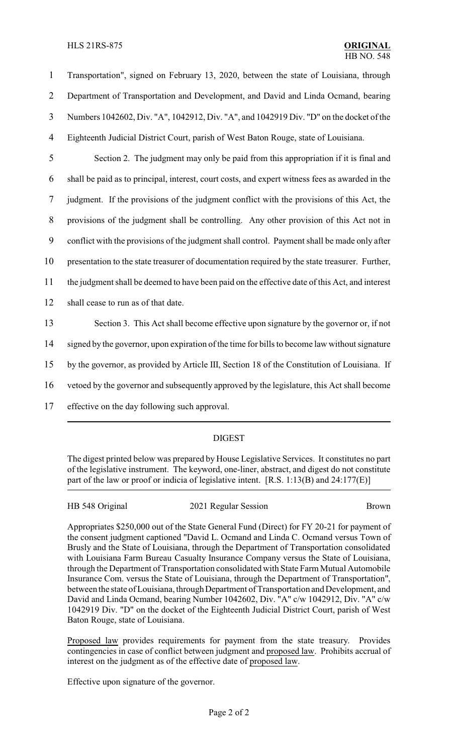Transportation", signed on February 13, 2020, between the state of Louisiana, through Department of Transportation and Development, and David and Linda Ocmand, bearing Numbers 1042602, Div. "A", 1042912, Div. "A", and 1042919 Div. "D" on the docket of the Eighteenth Judicial District Court, parish of West Baton Rouge, state of Louisiana.

Section 2. The judgment may only be paid from this appropriation if it is final and shall be paid as to principal, interest, court costs, and expert witness fees as awarded in the judgment. If the provisions of the judgment conflict with the provisions of this Act, the provisions of the judgment shall be controlling. Any other provision of this Act not in conflict with the provisions of the judgment shall control. Payment shall be made only after presentation to the state treasurer of documentation required by the state treasurer. Further, the judgment shall be deemed to have been paid on the effective date of this Act, and interest shall cease to run as of that date.

Section 3. This Act shall become effective upon signature by the governor or, if not signed by the governor, upon expiration of the time for bills to become law without signature by the governor, as provided by Article III, Section 18 of the Constitution of Louisiana. If vetoed by the governor and subsequently approved by the legislature, this Act shall become effective on the day following such approval.

## DIGEST

The digest printed below was prepared by House Legislative Services. It constitutes no part of the legislative instrument. The keyword, one-liner, abstract, and digest do not constitute part of the law or proof or indicia of legislative intent. [R.S. 1:13(B) and 24:177(E)]

HB 548 Original | 2021 Regular Session | Brown

Appropriates $250,000 out of the State General Fund (Direct) for FY 20-21 for payment of the consent judgment captioned "David L. Ocmand and Linda C. Ocmand versus Town of Brusly and the State of Louisiana, through the Department of Transportation consolidated with Louisiana Farm Bureau Casualty Insurance Company versus the State of Louisiana, through the Department of Transportation consolidated with State Farm Mutual Automobile Insurance Com. versus the State of Louisiana, through the Department of Transportation", between the state of Louisiana, through Department of Transportation and Development, and David and Linda Ocmand, bearing Number 1042602, Div. "A" c/w 1042912, Div. "A" c/w 1042919 Div. "D" on the docket of the Eighteenth Judicial District Court, parish of West Baton Rouge, state of Louisiana.

Proposed law provides requirements for payment from the state treasury. Provides contingencies in case of conflict between judgment and proposed law. Prohibits accrual of interest on the judgment as of the effective date of proposed law.

Effective upon signature of the governor.